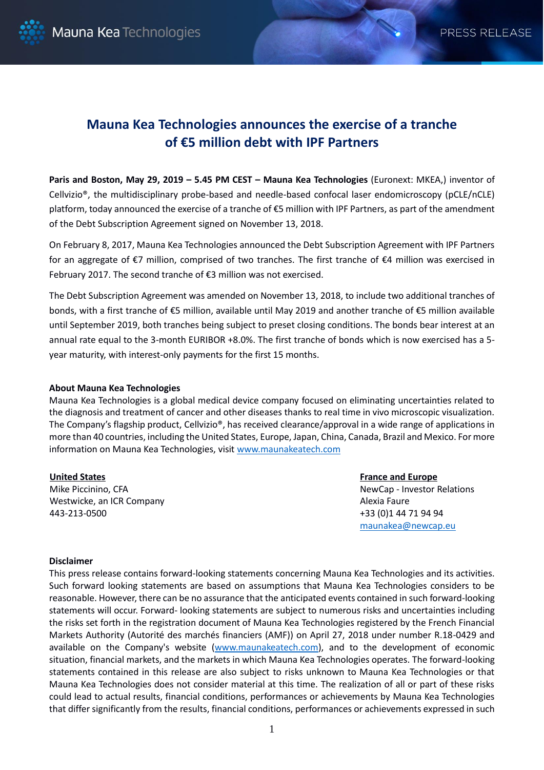# Mauna Kea Technologies announces the exercise of a tranche of €5 million debt with IPF Partners

**Paris and Boston, May 29, 2019 – 5.45 PM CEST – Mauna Kea Technologies** (Euronext: MKEA,) inventor of Cellvizio®, the multidisciplinary probe-based and needle-based confocal laser endomicroscopy (pCLE/nCLE) platform, today announced the exercise of a tranche of €5 million with IPF Partners, as part of the amendment of the Debt Subscription Agreement signed on November 13, 2018.

On February 8, 2017, Mauna Kea Technologies announced the Debt Subscription Agreement with IPF Partners for an aggregate of €7 million, comprised of two tranches. The first tranche of €4 million was exercised in February 2017. The second tranche of €3 million was not exercised.

The Debt Subscription Agreement was amended on November 13, 2018, to include two additional tranches of bonds, with a first tranche of €5 million, available until May 2019 and another tranche of €5 million available until September 2019, both tranches being subject to preset closing conditions. The bonds bear interest at an annual rate equal to the 3-month EURIBOR +8.0%. The first tranche of bonds which is now exercised has a 5-year maturity, with interest-only payments for the first 15 months.

**About Mauna Kea Technologies**

Mauna Kea Technologies is a global medical device company focused on eliminating uncertainties related to the diagnosis and treatment of cancer and other diseases thanks to real time in vivo microscopic visualization. The Company's flagship product, Cellvizio®, has received clearance/approval in a wide range of applications in more than 40 countries, including the United States, Europe, Japan, China, Canada, Brazil and Mexico. For more information on Mauna Kea Technologies, visit www.maunakeatech.com

**United States**
Mike Piccinino, CFA
Westwicke, an ICR Company
443-213-0500

**France and Europe**
NewCap - Investor Relations
Alexia Faure
+33 (0)1 44 71 94 94
maunakea@newcap.eu

**Disclaimer**

This press release contains forward-looking statements concerning Mauna Kea Technologies and its activities. Such forward looking statements are based on assumptions that Mauna Kea Technologies considers to be reasonable. However, there can be no assurance that the anticipated events contained in such forward-looking statements will occur. Forward- looking statements are subject to numerous risks and uncertainties including the risks set forth in the registration document of Mauna Kea Technologies registered by the French Financial Markets Authority (Autorité des marchés financiers (AMF)) on April 27, 2018 under number R.18-0429 and available on the Company's website (www.maunakeatech.com), and to the development of economic situation, financial markets, and the markets in which Mauna Kea Technologies operates. The forward-looking statements contained in this release are also subject to risks unknown to Mauna Kea Technologies or that Mauna Kea Technologies does not consider material at this time. The realization of all or part of these risks could lead to actual results, financial conditions, performances or achievements by Mauna Kea Technologies that differ significantly from the results, financial conditions, performances or achievements expressed in such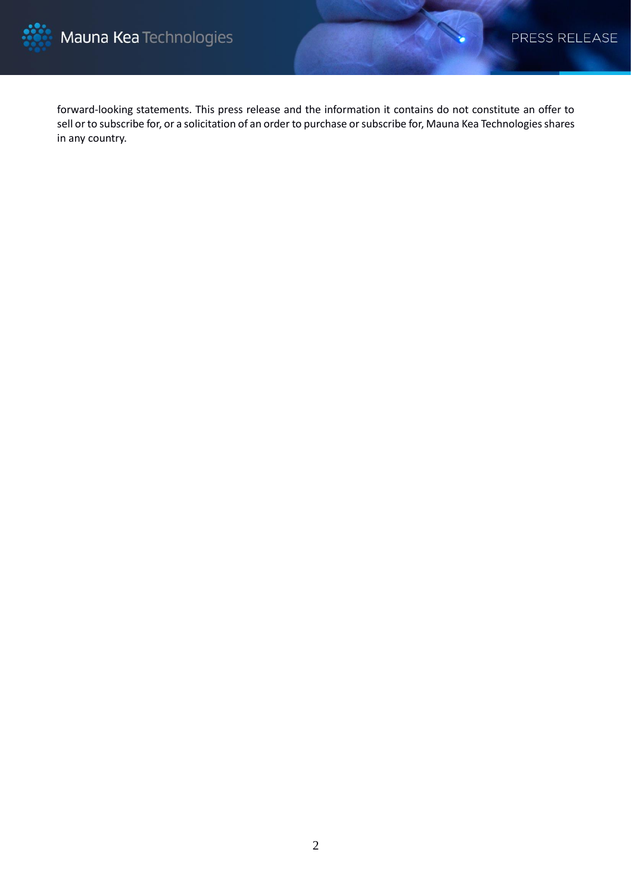forward-looking statements. This press release and the information it contains do not constitute an offer to sell or to subscribe for, or a solicitation of an order to purchase or subscribe for, Mauna Kea Technologies shares in any country.